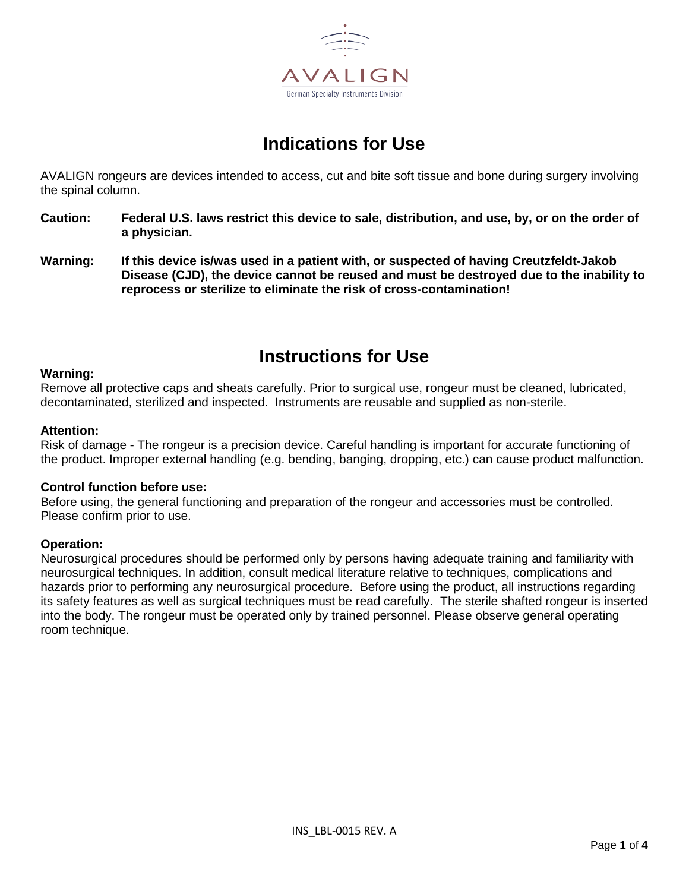AVALIGN

German Specialty Instruments Division

# Indications for Use

AVALIGN rongeurs are devices intended to access, cut and bite soft tissue and bone during surgery involving the spinal column.

**Caution: Federal U.S. laws restrict this device to sale, distribution, and use, by, or on the order of a physician.**

**Warning: If this device is/was used in a patient with, or suspected of having Creutzfeldt-Jakob Disease (CJD), the device cannot be reused and must be destroyed due to the inability to reprocess or sterilize to eliminate the risk of cross-contamination!**

# Instructions for Use

**Warning:**
Remove all protective caps and sheats carefully. Prior to surgical use, rongeur must be cleaned, lubricated, decontaminated, sterilized and inspected. Instruments are reusable and supplied as non-sterile.

**Attention:**
Risk of damage - The rongeur is a precision device. Careful handling is important for accurate functioning of the product. Improper external handling (e.g. bending, banging, dropping, etc.) can cause product malfunction.

**Control function before use:**
Before using, the general functioning and preparation of the rongeur and accessories must be controlled. Please confirm prior to use.

**Operation:**
Neurosurgical procedures should be performed only by persons having adequate training and familiarity with neurosurgical techniques. In addition, consult medical literature relative to techniques, complications and hazards prior to performing any neurosurgical procedure. Before using the product, all instructions regarding its safety features as well as surgical techniques must be read carefully. The sterile shafted rongeur is inserted into the body. The rongeur must be operated only by trained personnel. Please observe general operating room technique.

INS_LBL-0015 REV. A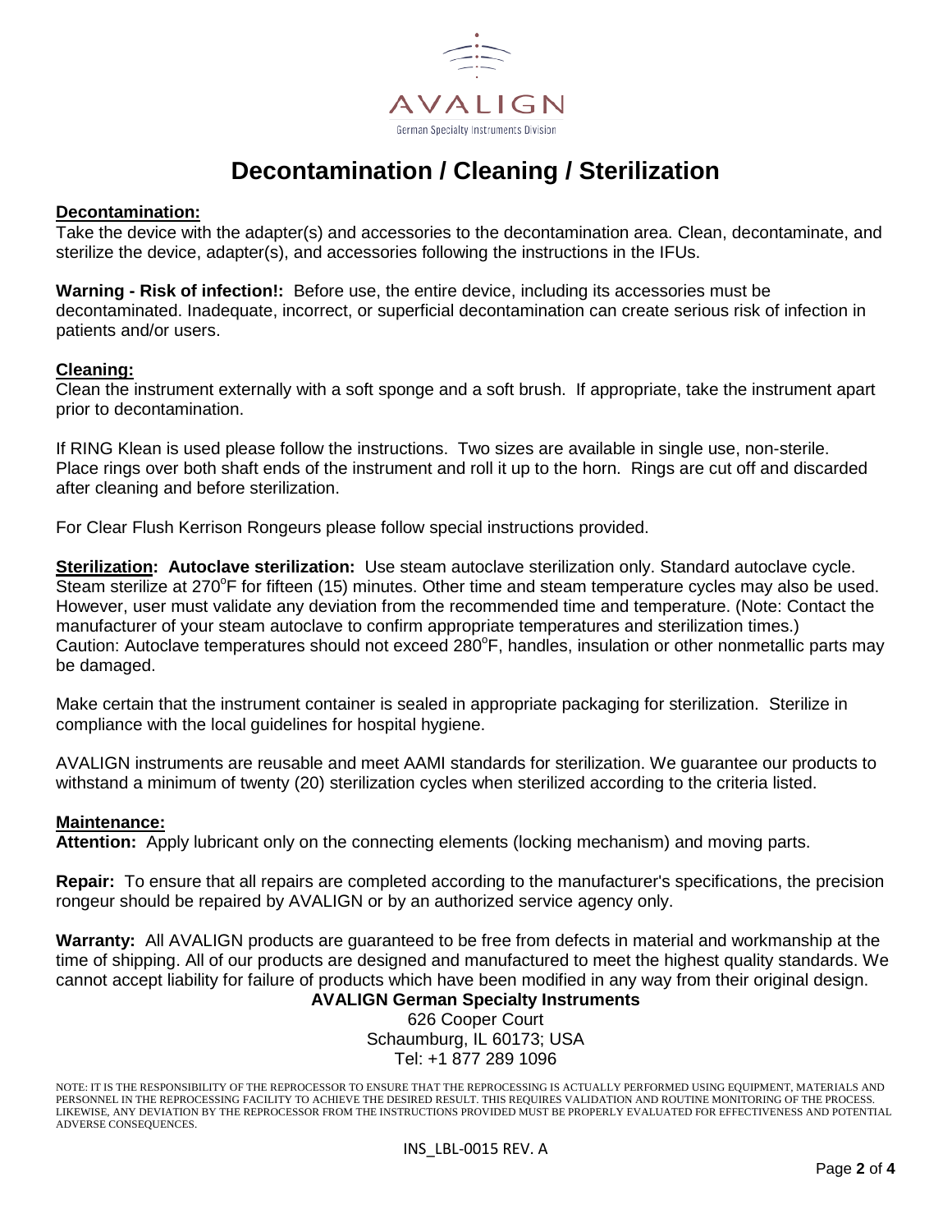AVALIGN

German Specialty Instruments Division

# Decontamination / Cleaning / Sterilization

**Decontamination:**

Take the device with the adapter(s) and accessories to the decontamination area. Clean, decontaminate, and sterilize the device, adapter(s), and accessories following the instructions in the IFUs.

**Warning - Risk of infection!:** Before use, the entire device, including its accessories must be decontaminated. Inadequate, incorrect, or superficial decontamination can create serious risk of infection in patients and/or users.

**Cleaning:**

Clean the instrument externally with a soft sponge and a soft brush. If appropriate, take the instrument apart prior to decontamination.

If RING Klean is used please follow the instructions. Two sizes are available in single use, non-sterile. Place rings over both shaft ends of the instrument and roll it up to the horn. Rings are cut off and discarded after cleaning and before sterilization.

For Clear Flush Kerrison Rongeurs please follow special instructions provided.

**Sterilization:** **Autoclave sterilization:** Use steam autoclave sterilization only. Standard autoclave cycle. Steam sterilize at 270°F for fifteen (15) minutes. Other time and steam temperature cycles may also be used. However, user must validate any deviation from the recommended time and temperature. (Note: Contact the manufacturer of your steam autoclave to confirm appropriate temperatures and sterilization times.) Caution: Autoclave temperatures should not exceed 280°F, handles, insulation or other nonmetallic parts may be damaged.

Make certain that the instrument container is sealed in appropriate packaging for sterilization. Sterilize in compliance with the local guidelines for hospital hygiene.

AVALIGN instruments are reusable and meet AAMI standards for sterilization. We guarantee our products to withstand a minimum of twenty (20) sterilization cycles when sterilized according to the criteria listed.

**Maintenance:**

**Attention:** Apply lubricant only on the connecting elements (locking mechanism) and moving parts.

**Repair:** To ensure that all repairs are completed according to the manufacturer's specifications, the precision rongeur should be repaired by AVALIGN or by an authorized service agency only.

**Warranty:** All AVALIGN products are guaranteed to be free from defects in material and workmanship at the time of shipping. All of our products are designed and manufactured to meet the highest quality standards. We cannot accept liability for failure of products which have been modified in any way from their original design.

**AVALIGN German Specialty Instruments**
626 Cooper Court
Schaumburg, IL 60173; USA
Tel: +1 877 289 1096

NOTE: IT IS THE RESPONSIBILITY OF THE REPROCESSOR TO ENSURE THAT THE REPROCESSING IS ACTUALLY PERFORMED USING EQUIPMENT, MATERIALS AND PERSONNEL IN THE REPROCESSING FACILITY TO ACHIEVE THE DESIRED RESULT. THIS REQUIRES VALIDATION AND ROUTINE MONITORING OF THE PROCESS. LIKEWISE, ANY DEVIATION BY THE REPROCESSOR FROM THE INSTRUCTIONS PROVIDED MUST BE PROPERLY EVALUATED FOR EFFECTIVENESS AND POTENTIAL ADVERSE CONSEQUENCES.

INS_LBL-0015 REV. A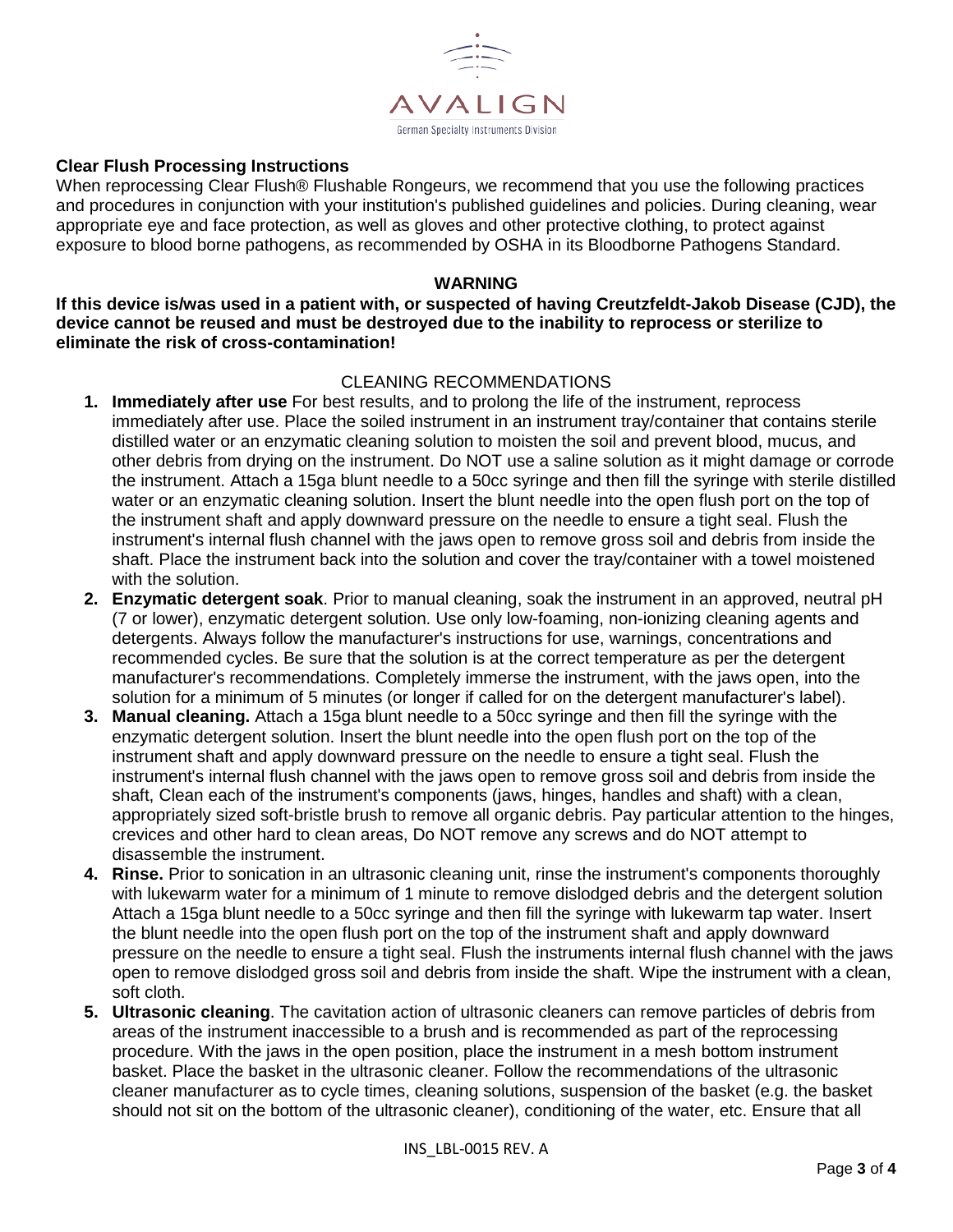**Clear Flush Processing Instructions**

When reprocessing Clear Flush® Flushable Rongeurs, we recommend that you use the following practices and procedures in conjunction with your institution's published guidelines and policies. During cleaning, wear appropriate eye and face protection, as well as gloves and other protective clothing, to protect against exposure to blood borne pathogens, as recommended by OSHA in its Bloodborne Pathogens Standard.

**WARNING**

**If this device is/was used in a patient with, or suspected of having Creutzfeldt-Jakob Disease (CJD), the device cannot be reused and must be destroyed due to the inability to reprocess or sterilize to eliminate the risk of cross-contamination!**

CLEANING RECOMMENDATIONS

1. **Immediately after use** For best results, and to prolong the life of the instrument, reprocess immediately after use. Place the soiled instrument in an instrument tray/container that contains sterile distilled water or an enzymatic cleaning solution to moisten the soil and prevent blood, mucus, and other debris from drying on the instrument. Do NOT use a saline solution as it might damage or corrode the instrument. Attach a 15ga blunt needle to a 50cc syringe and then fill the syringe with sterile distilled water or an enzymatic cleaning solution. Insert the blunt needle into the open flush port on the top of the instrument shaft and apply downward pressure on the needle to ensure a tight seal. Flush the instrument's internal flush channel with the jaws open to remove gross soil and debris from inside the shaft. Place the instrument back into the solution and cover the tray/container with a towel moistened with the solution.
2. **Enzymatic detergent soak**. Prior to manual cleaning, soak the instrument in an approved, neutral pH (7 or lower), enzymatic detergent solution. Use only low-foaming, non-ionizing cleaning agents and detergents. Always follow the manufacturer's instructions for use, warnings, concentrations and recommended cycles. Be sure that the solution is at the correct temperature as per the detergent manufacturer's recommendations. Completely immerse the instrument, with the jaws open, into the solution for a minimum of 5 minutes (or longer if called for on the detergent manufacturer's label).
3. **Manual cleaning.** Attach a 15ga blunt needle to a 50cc syringe and then fill the syringe with the enzymatic detergent solution. Insert the blunt needle into the open flush port on the top of the instrument shaft and apply downward pressure on the needle to ensure a tight seal. Flush the instrument's internal flush channel with the jaws open to remove gross soil and debris from inside the shaft, Clean each of the instrument's components (jaws, hinges, handles and shaft) with a clean, appropriately sized soft-bristle brush to remove all organic debris. Pay particular attention to the hinges, crevices and other hard to clean areas, Do NOT remove any screws and do NOT attempt to disassemble the instrument.
4. **Rinse.** Prior to sonication in an ultrasonic cleaning unit, rinse the instrument's components thoroughly with lukewarm water for a minimum of 1 minute to remove dislodged debris and the detergent solution Attach a 15ga blunt needle to a 50cc syringe and then fill the syringe with lukewarm tap water. Insert the blunt needle into the open flush port on the top of the instrument shaft and apply downward pressure on the needle to ensure a tight seal. Flush the instruments internal flush channel with the jaws open to remove dislodged gross soil and debris from inside the shaft. Wipe the instrument with a clean, soft cloth.
5. **Ultrasonic cleaning**. The cavitation action of ultrasonic cleaners can remove particles of debris from areas of the instrument inaccessible to a brush and is recommended as part of the reprocessing procedure. With the jaws in the open position, place the instrument in a mesh bottom instrument basket. Place the basket in the ultrasonic cleaner. Follow the recommendations of the ultrasonic cleaner manufacturer as to cycle times, cleaning solutions, suspension of the basket (e.g. the basket should not sit on the bottom of the ultrasonic cleaner), conditioning of the water, etc. Ensure that all

INS_LBL-0015 REV. A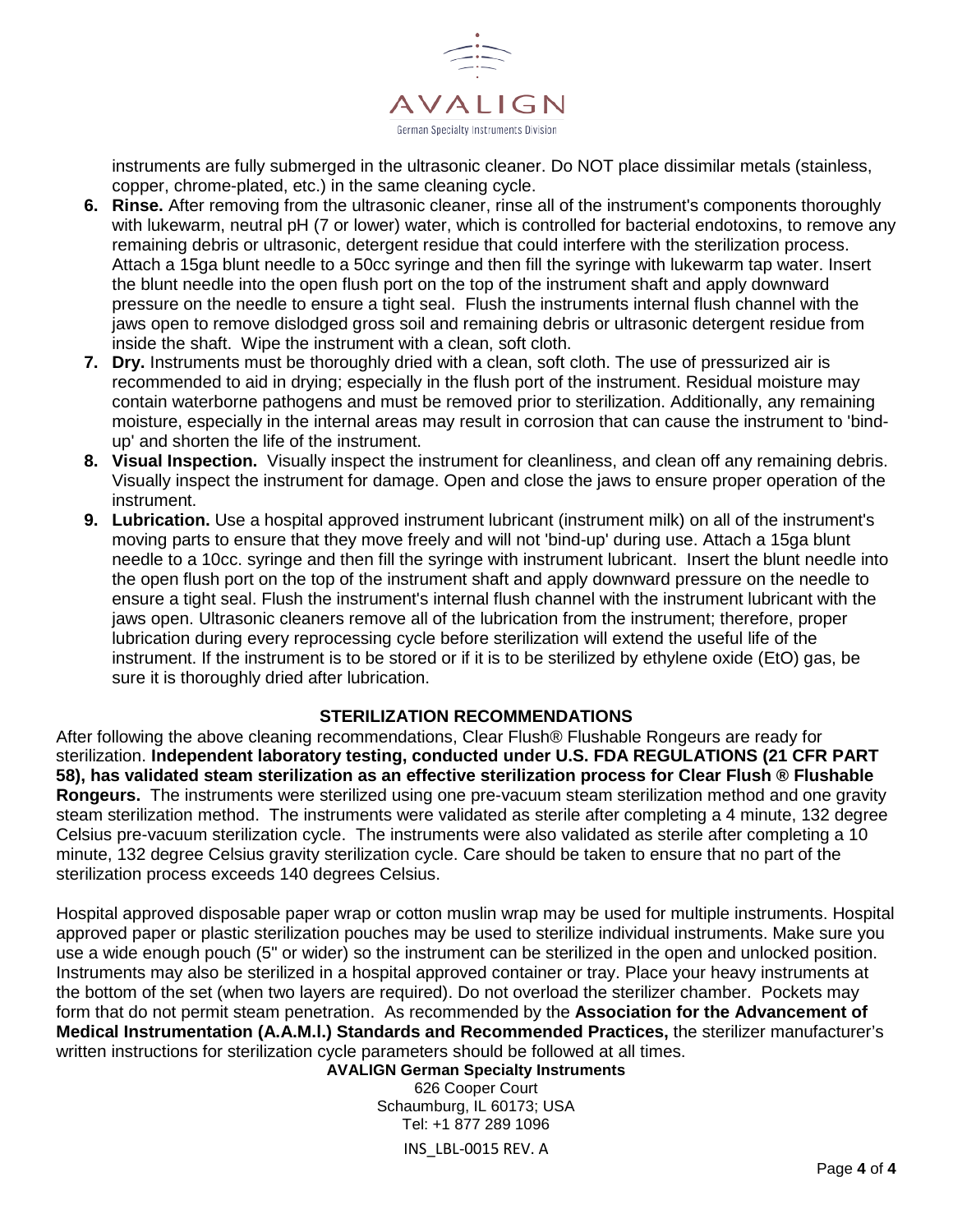instruments are fully submerged in the ultrasonic cleaner. Do NOT place dissimilar metals (stainless, copper, chrome-plated, etc.) in the same cleaning cycle.

6. **Rinse.** After removing from the ultrasonic cleaner, rinse all of the instrument's components thoroughly with lukewarm, neutral pH (7 or lower) water, which is controlled for bacterial endotoxins, to remove any remaining debris or ultrasonic, detergent residue that could interfere with the sterilization process. Attach a 15ga blunt needle to a 50cc syringe and then fill the syringe with lukewarm tap water. Insert the blunt needle into the open flush port on the top of the instrument shaft and apply downward pressure on the needle to ensure a tight seal. Flush the instruments internal flush channel with the jaws open to remove dislodged gross soil and remaining debris or ultrasonic detergent residue from inside the shaft. Wipe the instrument with a clean, soft cloth.
7. **Dry.** Instruments must be thoroughly dried with a clean, soft cloth. The use of pressurized air is recommended to aid in drying; especially in the flush port of the instrument. Residual moisture may contain waterborne pathogens and must be removed prior to sterilization. Additionally, any remaining moisture, especially in the internal areas may result in corrosion that can cause the instrument to 'bind-up' and shorten the life of the instrument.
8. **Visual Inspection.** Visually inspect the instrument for cleanliness, and clean off any remaining debris. Visually inspect the instrument for damage. Open and close the jaws to ensure proper operation of the instrument.
9. **Lubrication.** Use a hospital approved instrument lubricant (instrument milk) on all of the instrument's moving parts to ensure that they move freely and will not 'bind-up' during use. Attach a 15ga blunt needle to a 10cc. syringe and then fill the syringe with instrument lubricant. Insert the blunt needle into the open flush port on the top of the instrument shaft and apply downward pressure on the needle to ensure a tight seal. Flush the instrument's internal flush channel with the instrument lubricant with the jaws open. Ultrasonic cleaners remove all of the lubrication from the instrument; therefore, proper lubrication during every reprocessing cycle before sterilization will extend the useful life of the instrument. If the instrument is to be stored or if it is to be sterilized by ethylene oxide (EtO) gas, be sure it is thoroughly dried after lubrication.

## STERILIZATION RECOMMENDATIONS

After following the above cleaning recommendations, Clear Flush® Flushable Rongeurs are ready for sterilization. **Independent laboratory testing, conducted under U.S. FDA REGULATIONS (21 CFR PART 58), has validated steam sterilization as an effective sterilization process for Clear Flush ® Flushable Rongeurs.** The instruments were sterilized using one pre-vacuum steam sterilization method and one gravity steam sterilization method. The instruments were validated as sterile after completing a 4 minute, 132 degree Celsius pre-vacuum sterilization cycle. The instruments were also validated as sterile after completing a 10 minute, 132 degree Celsius gravity sterilization cycle. Care should be taken to ensure that no part of the sterilization process exceeds 140 degrees Celsius.

Hospital approved disposable paper wrap or cotton muslin wrap may be used for multiple instruments. Hospital approved paper or plastic sterilization pouches may be used to sterilize individual instruments. Make sure you use a wide enough pouch (5" or wider) so the instrument can be sterilized in the open and unlocked position. Instruments may also be sterilized in a hospital approved container or tray. Place your heavy instruments at the bottom of the set (when two layers are required). Do not overload the sterilizer chamber. Pockets may form that do not permit steam penetration. As recommended by the **Association for the Advancement of Medical Instrumentation (A.A.M.I.) Standards and Recommended Practices,** the sterilizer manufacturer's written instructions for sterilization cycle parameters should be followed at all times.

**AVALIGN German Specialty Instruments**
626 Cooper Court
Schaumburg, IL 60173; USA
Tel: +1 877 289 1096

INS_LBL-0015 REV. A